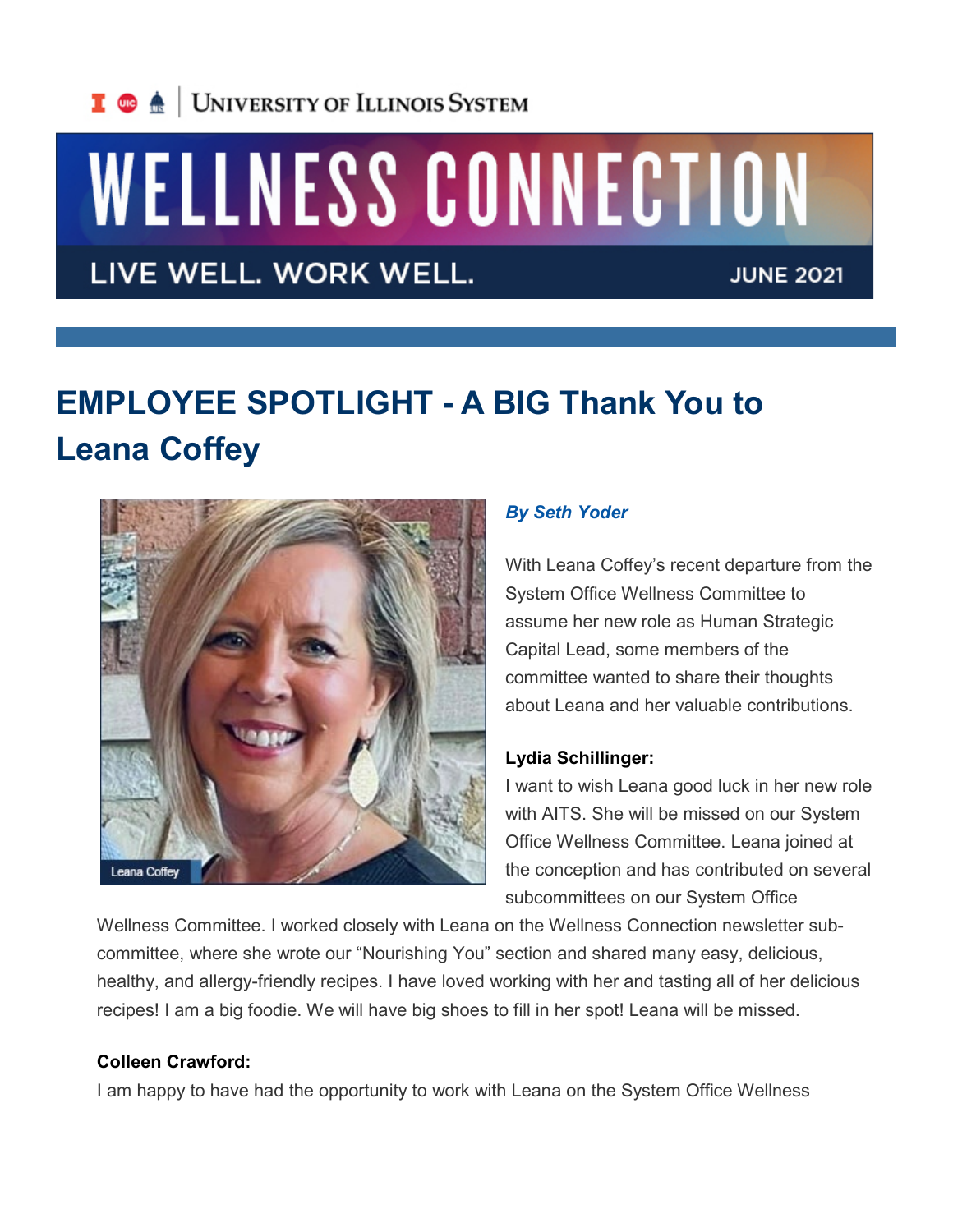University of Illinois System

# WELLNESS CONNECTION

LIVE WELL. WORK WELL. JUNE 2021

## EMPLOYEE SPOTLIGHT - A BIG Thank You to Leana Coffey

Leana Coffey

***By Seth Yoder***

With Leana Coffey's recent departure from the System Office Wellness Committee to assume her new role as Human Strategic Capital Lead, some members of the committee wanted to share their thoughts about Leana and her valuable contributions.

**Lydia Schillinger:**
I want to wish Leana good luck in her new role with AITS. She will be missed on our System Office Wellness Committee. Leana joined at the conception and has contributed on several subcommittees on our System Office Wellness Committee. I worked closely with Leana on the Wellness Connection newsletter sub-committee, where she wrote our "Nourishing You" section and shared many easy, delicious, healthy, and allergy-friendly recipes. I have loved working with her and tasting all of her delicious recipes! I am a big foodie. We will have big shoes to fill in her spot! Leana will be missed.

**Colleen Crawford:**
I am happy to have had the opportunity to work with Leana on the System Office Wellness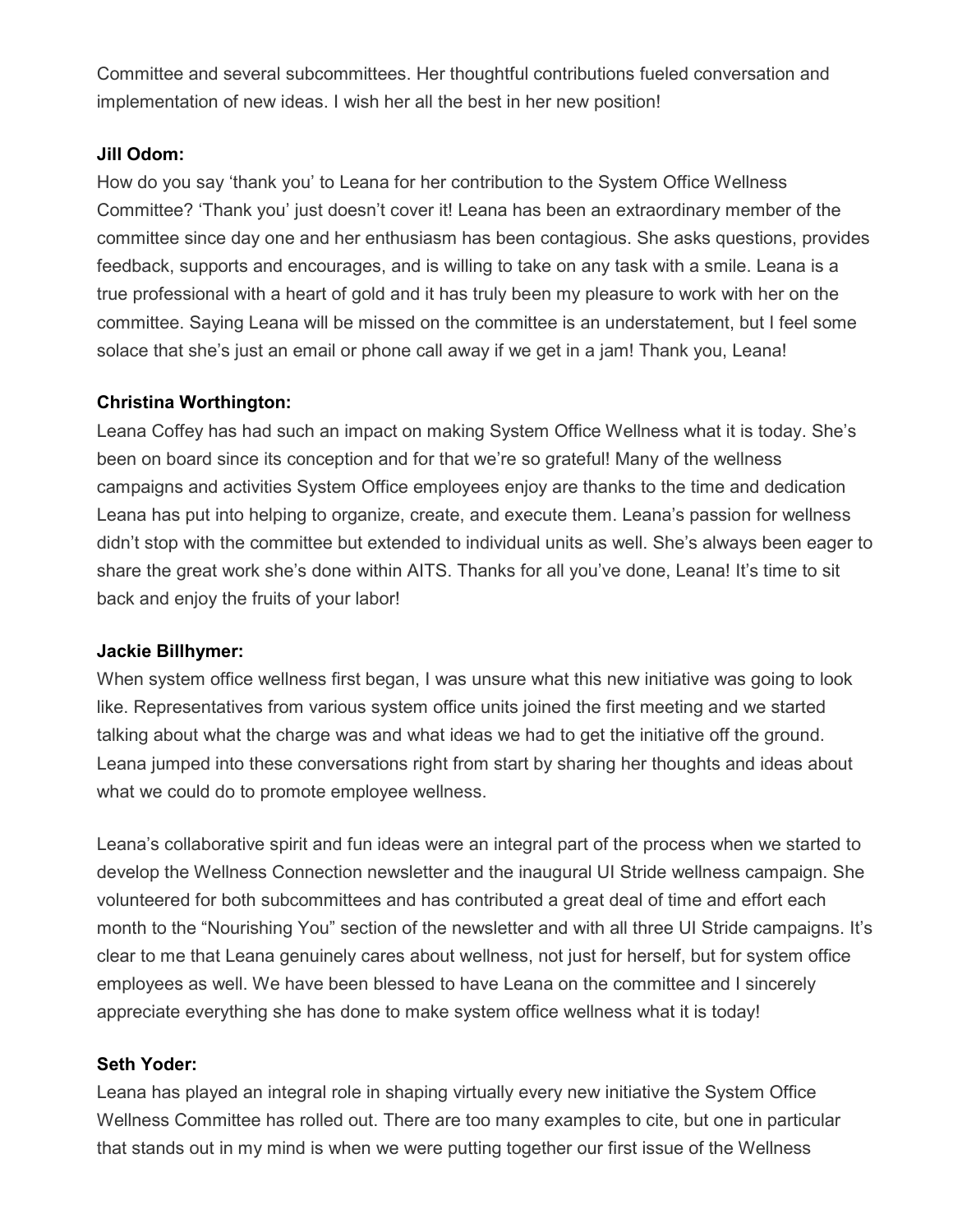Committee and several subcommittees. Her thoughtful contributions fueled conversation and implementation of new ideas. I wish her all the best in her new position!

**Jill Odom:**

How do you say 'thank you' to Leana for her contribution to the System Office Wellness Committee? 'Thank you' just doesn't cover it! Leana has been an extraordinary member of the committee since day one and her enthusiasm has been contagious. She asks questions, provides feedback, supports and encourages, and is willing to take on any task with a smile. Leana is a true professional with a heart of gold and it has truly been my pleasure to work with her on the committee. Saying Leana will be missed on the committee is an understatement, but I feel some solace that she's just an email or phone call away if we get in a jam! Thank you, Leana!

**Christina Worthington:**

Leana Coffey has had such an impact on making System Office Wellness what it is today. She's been on board since its conception and for that we're so grateful! Many of the wellness campaigns and activities System Office employees enjoy are thanks to the time and dedication Leana has put into helping to organize, create, and execute them. Leana's passion for wellness didn't stop with the committee but extended to individual units as well. She's always been eager to share the great work she's done within AITS. Thanks for all you've done, Leana! It's time to sit back and enjoy the fruits of your labor!

**Jackie Billhymer:**

When system office wellness first began, I was unsure what this new initiative was going to look like. Representatives from various system office units joined the first meeting and we started talking about what the charge was and what ideas we had to get the initiative off the ground. Leana jumped into these conversations right from start by sharing her thoughts and ideas about what we could do to promote employee wellness.

Leana's collaborative spirit and fun ideas were an integral part of the process when we started to develop the Wellness Connection newsletter and the inaugural UI Stride wellness campaign. She volunteered for both subcommittees and has contributed a great deal of time and effort each month to the "Nourishing You" section of the newsletter and with all three UI Stride campaigns. It's clear to me that Leana genuinely cares about wellness, not just for herself, but for system office employees as well. We have been blessed to have Leana on the committee and I sincerely appreciate everything she has done to make system office wellness what it is today!

**Seth Yoder:**

Leana has played an integral role in shaping virtually every new initiative the System Office Wellness Committee has rolled out. There are too many examples to cite, but one in particular that stands out in my mind is when we were putting together our first issue of the Wellness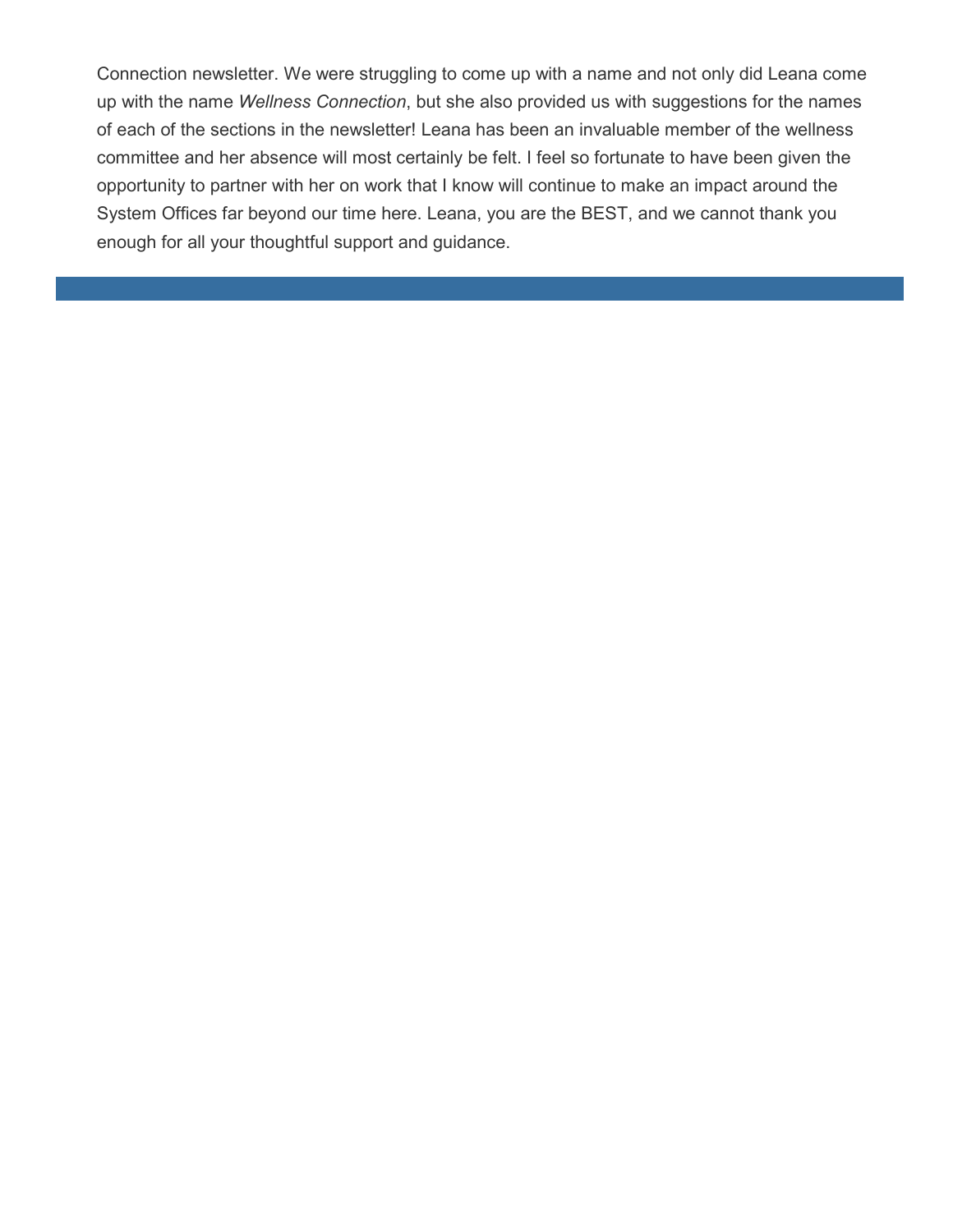Connection newsletter. We were struggling to come up with a name and not only did Leana come up with the name *Wellness Connection*, but she also provided us with suggestions for the names of each of the sections in the newsletter! Leana has been an invaluable member of the wellness committee and her absence will most certainly be felt. I feel so fortunate to have been given the opportunity to partner with her on work that I know will continue to make an impact around the System Offices far beyond our time here. Leana, you are the BEST, and we cannot thank you enough for all your thoughtful support and guidance.